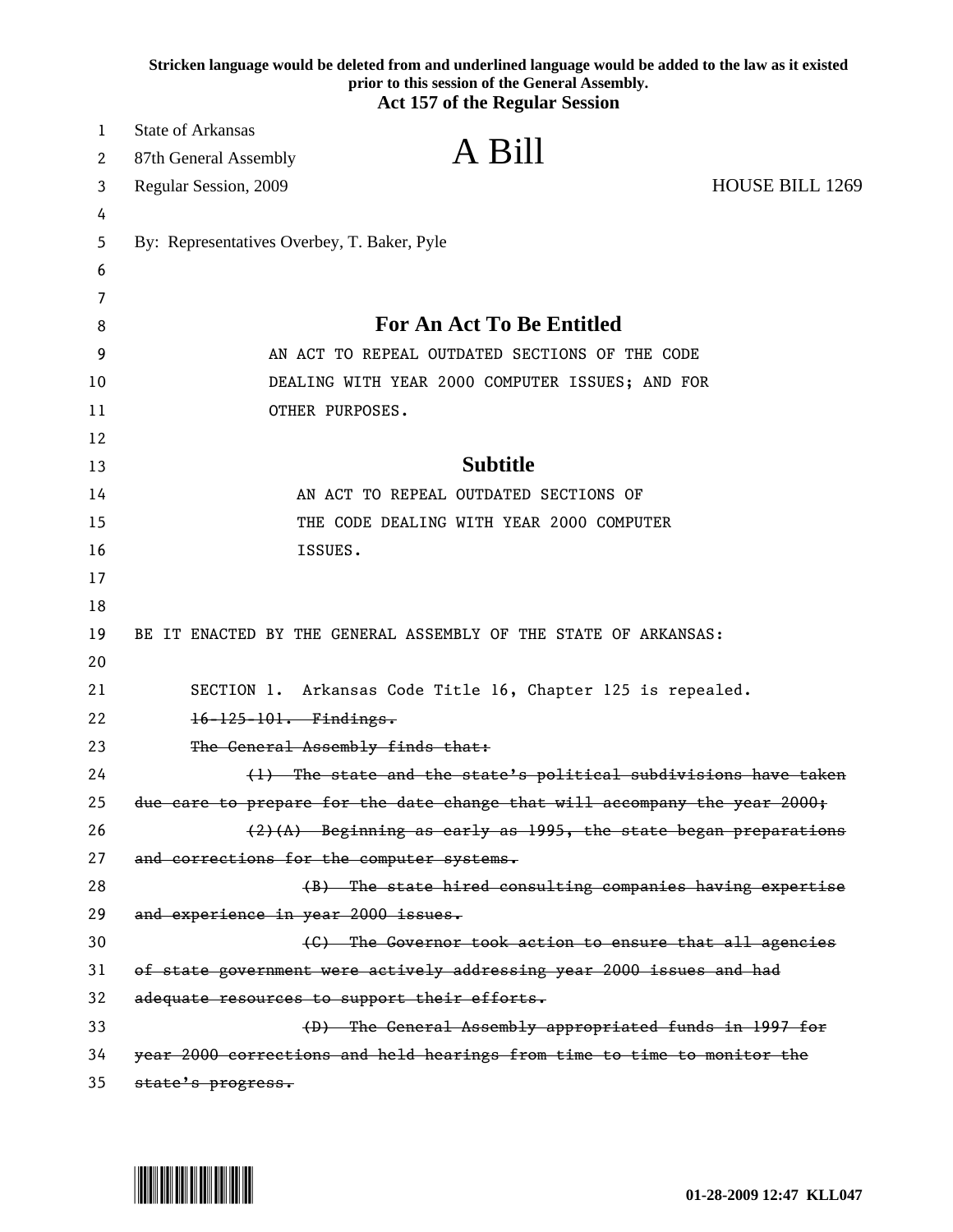Stricken language would be deleted from and underlined language would be added to the law as it existed prior to this session of the General Assembly.

**Act 157 of the Regular Session**

State of Arkansas
87th General Assembly
Regular Session, 2009

# A Bill

HOUSE BILL 1269

By: Representatives Overbey, T. Baker, Pyle

## For An Act To Be Entitled

AN ACT TO REPEAL OUTDATED SECTIONS OF THE CODE DEALING WITH YEAR 2000 COMPUTER ISSUES; AND FOR OTHER PURPOSES.

## Subtitle

AN ACT TO REPEAL OUTDATED SECTIONS OF THE CODE DEALING WITH YEAR 2000 COMPUTER ISSUES.

BE IT ENACTED BY THE GENERAL ASSEMBLY OF THE STATE OF ARKANSAS:

SECTION 1. Arkansas Code Title 16, Chapter 125 is repealed.

~~16-125-101. Findings.~~

~~The General Assembly finds that:~~

~~(1) The state and the state's political subdivisions have taken due care to prepare for the date change that will accompany the year 2000;~~

~~(2)(A) Beginning as early as 1995, the state began preparations and corrections for the computer systems.~~

~~(B) The state hired consulting companies having expertise and experience in year 2000 issues.~~

~~(C) The Governor took action to ensure that all agencies of state government were actively addressing year 2000 issues and had adequate resources to support their efforts.~~

~~(D) The General Assembly appropriated funds in 1997 for year 2000 corrections and held hearings from time to time to monitor the state's progress.~~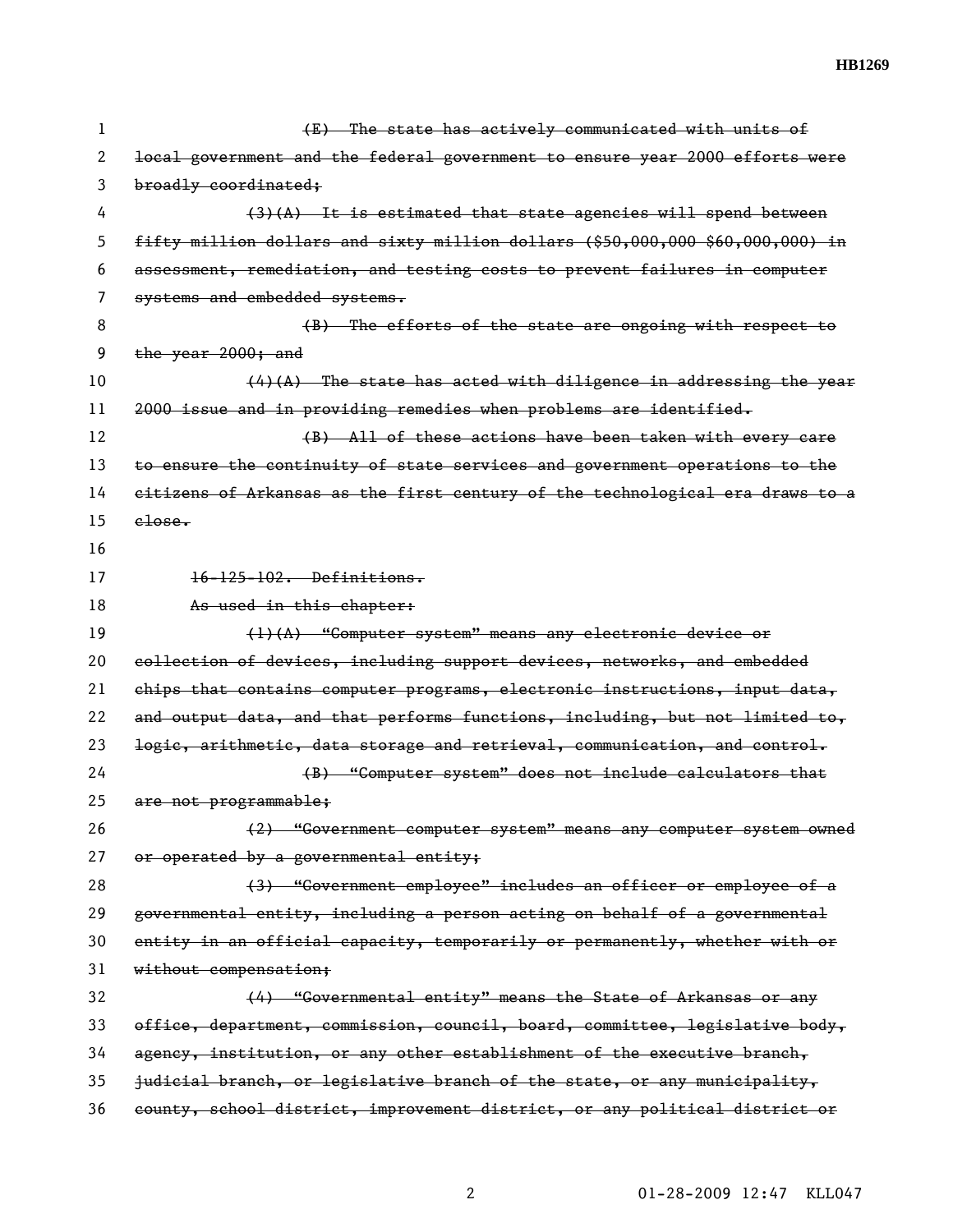~~(E) The state has actively communicated with units of local government and the federal government to ensure year 2000 efforts were broadly coordinated;~~

~~(3)(A) It is estimated that state agencies will spend between fifty million dollars and sixty million dollars ($50,000,000 $60,000,000) in assessment, remediation, and testing costs to prevent failures in computer systems and embedded systems.~~

~~(B) The efforts of the state are ongoing with respect to the year 2000; and~~

~~(4)(A) The state has acted with diligence in addressing the year 2000 issue and in providing remedies when problems are identified.~~

~~(B) All of these actions have been taken with every care to ensure the continuity of state services and government operations to the citizens of Arkansas as the first century of the technological era draws to a close.~~

~~16-125-102. Definitions.~~

~~As used in this chapter:~~

~~(1)(A) "Computer system" means any electronic device or collection of devices, including support devices, networks, and embedded chips that contains computer programs, electronic instructions, input data, and output data, and that performs functions, including, but not limited to, logic, arithmetic, data storage and retrieval, communication, and control.~~

~~(B) "Computer system" does not include calculators that are not programmable;~~

~~(2) "Government computer system" means any computer system owned or operated by a governmental entity;~~

~~(3) "Government employee" includes an officer or employee of a governmental entity, including a person acting on behalf of a governmental entity in an official capacity, temporarily or permanently, whether with or without compensation;~~

~~(4) "Governmental entity" means the State of Arkansas or any office, department, commission, council, board, committee, legislative body, agency, institution, or any other establishment of the executive branch, judicial branch, or legislative branch of the state, or any municipality, county, school district, improvement district, or any political district or~~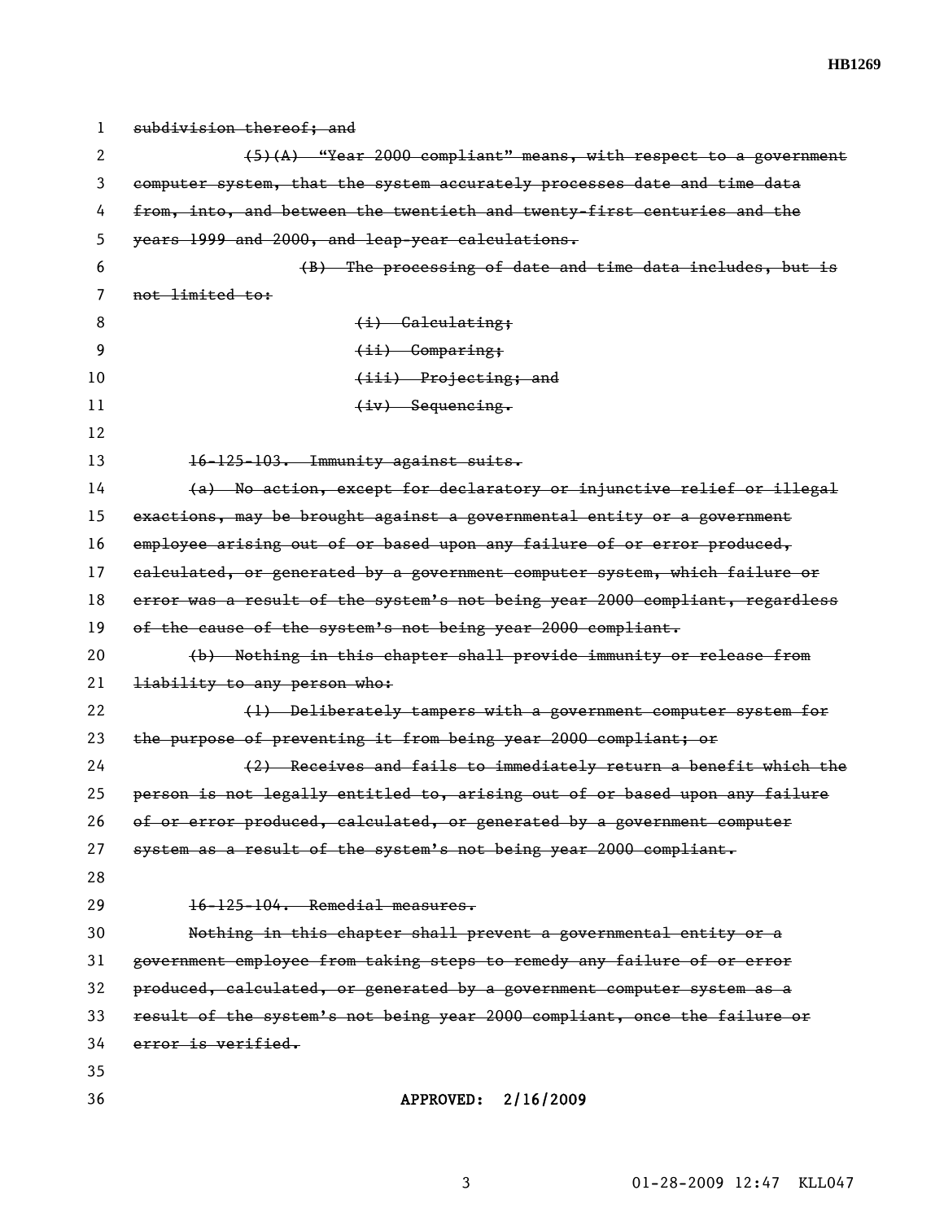~~subdivision thereof; and~~

~~(5)(A) "Year 2000 compliant" means, with respect to a government computer system, that the system accurately processes date and time data from, into, and between the twentieth and twenty-first centuries and the years 1999 and 2000, and leap-year calculations.~~

~~(B) The processing of date and time data includes, but is not limited to:~~

~~(i) Calculating;~~

~~(ii) Comparing;~~

~~(iii) Projecting; and~~

~~(iv) Sequencing.~~

~~16-125-103. Immunity against suits.~~

~~(a) No action, except for declaratory or injunctive relief or illegal exactions, may be brought against a governmental entity or a government employee arising out of or based upon any failure of or error produced, calculated, or generated by a government computer system, which failure or error was a result of the system's not being year 2000 compliant, regardless of the cause of the system's not being year 2000 compliant.~~

~~(b) Nothing in this chapter shall provide immunity or release from liability to any person who:~~

~~(1) Deliberately tampers with a government computer system for the purpose of preventing it from being year 2000 compliant; or~~

~~(2) Receives and fails to immediately return a benefit which the person is not legally entitled to, arising out of or based upon any failure of or error produced, calculated, or generated by a government computer system as a result of the system's not being year 2000 compliant.~~

~~16-125-104. Remedial measures.~~

~~Nothing in this chapter shall prevent a governmental entity or a government employee from taking steps to remedy any failure of or error produced, calculated, or generated by a government computer system as a result of the system's not being year 2000 compliant, once the failure or error is verified.~~

**APPROVED: 2/16/2009**